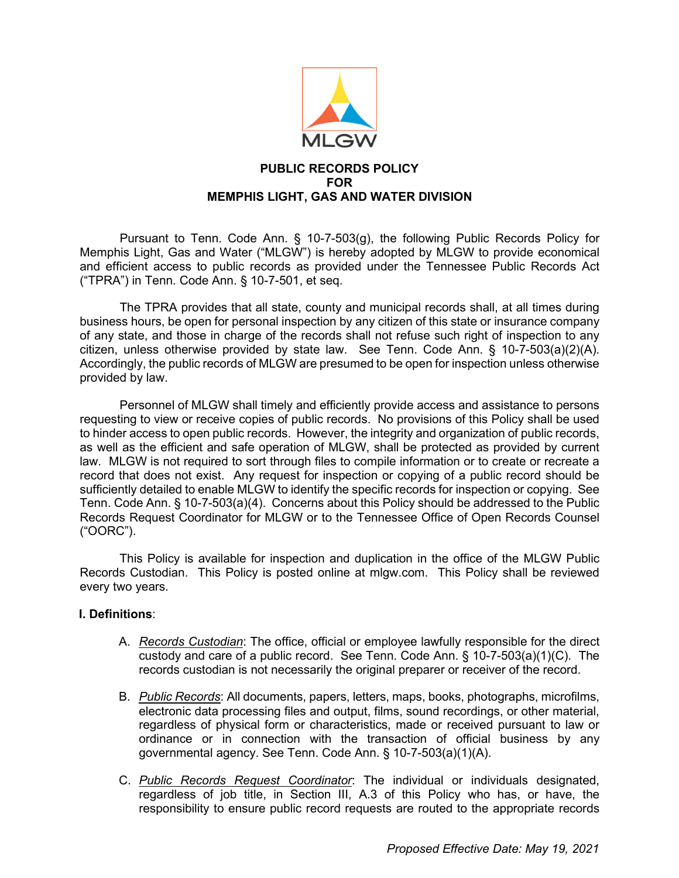MLGW

# PUBLIC RECORDS POLICY FOR MEMPHIS LIGHT, GAS AND WATER DIVISION

Pursuant to Tenn. Code Ann. § 10-7-503(g), the following Public Records Policy for Memphis Light, Gas and Water ("MLGW") is hereby adopted by MLGW to provide economical and efficient access to public records as provided under the Tennessee Public Records Act ("TPRA") in Tenn. Code Ann. § 10-7-501, et seq.

The TPRA provides that all state, county and municipal records shall, at all times during business hours, be open for personal inspection by any citizen of this state or insurance company of any state, and those in charge of the records shall not refuse such right of inspection to any citizen, unless otherwise provided by state law. See Tenn. Code Ann. § 10-7-503(a)(2)(A). Accordingly, the public records of MLGW are presumed to be open for inspection unless otherwise provided by law.

Personnel of MLGW shall timely and efficiently provide access and assistance to persons requesting to view or receive copies of public records. No provisions of this Policy shall be used to hinder access to open public records. However, the integrity and organization of public records, as well as the efficient and safe operation of MLGW, shall be protected as provided by current law. MLGW is not required to sort through files to compile information or to create or recreate a record that does not exist. Any request for inspection or copying of a public record should be sufficiently detailed to enable MLGW to identify the specific records for inspection or copying. See Tenn. Code Ann. § 10-7-503(a)(4). Concerns about this Policy should be addressed to the Public Records Request Coordinator for MLGW or to the Tennessee Office of Open Records Counsel ("OORC").

This Policy is available for inspection and duplication in the office of the MLGW Public Records Custodian. This Policy is posted online at mlgw.com. This Policy shall be reviewed every two years.

## I. Definitions:

A. *Records Custodian*: The office, official or employee lawfully responsible for the direct custody and care of a public record. See Tenn. Code Ann. § 10-7-503(a)(1)(C). The records custodian is not necessarily the original preparer or receiver of the record.

B. *Public Records*: All documents, papers, letters, maps, books, photographs, microfilms, electronic data processing files and output, films, sound recordings, or other material, regardless of physical form or characteristics, made or received pursuant to law or ordinance or in connection with the transaction of official business by any governmental agency. See Tenn. Code Ann. § 10-7-503(a)(1)(A).

C. *Public Records Request Coordinator*: The individual or individuals designated, regardless of job title, in Section III, A.3 of this Policy who has, or have, the responsibility to ensure public record requests are routed to the appropriate records

*Proposed Effective Date: May 19, 2021*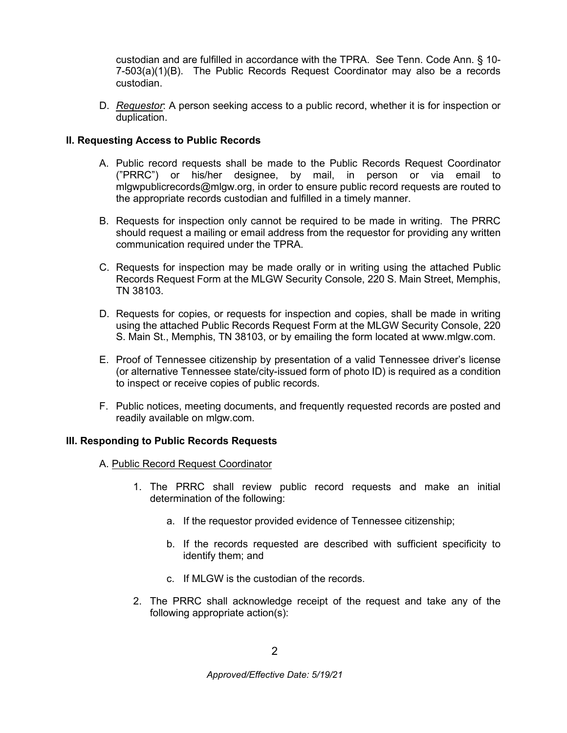custodian and are fulfilled in accordance with the TPRA. See Tenn. Code Ann. § 10-7-503(a)(1)(B). The Public Records Request Coordinator may also be a records custodian.

D. *Requestor*: A person seeking access to a public record, whether it is for inspection or duplication.

## II. Requesting Access to Public Records

A. Public record requests shall be made to the Public Records Request Coordinator ("PRRC") or his/her designee, by mail, in person or via email to mlgwpublicrecords@mlgw.org, in order to ensure public record requests are routed to the appropriate records custodian and fulfilled in a timely manner.

B. Requests for inspection only cannot be required to be made in writing. The PRRC should request a mailing or email address from the requestor for providing any written communication required under the TPRA.

C. Requests for inspection may be made orally or in writing using the attached Public Records Request Form at the MLGW Security Console, 220 S. Main Street, Memphis, TN 38103.

D. Requests for copies, or requests for inspection and copies, shall be made in writing using the attached Public Records Request Form at the MLGW Security Console, 220 S. Main St., Memphis, TN 38103, or by emailing the form located at www.mlgw.com.

E. Proof of Tennessee citizenship by presentation of a valid Tennessee driver's license (or alternative Tennessee state/city-issued form of photo ID) is required as a condition to inspect or receive copies of public records.

F. Public notices, meeting documents, and frequently requested records are posted and readily available on mlgw.com.

## III. Responding to Public Records Requests

A. <u>Public Record Request Coordinator</u>

1. The PRRC shall review public record requests and make an initial determination of the following:

   a. If the requestor provided evidence of Tennessee citizenship;

   b. If the records requested are described with sufficient specificity to identify them; and

   c. If MLGW is the custodian of the records.

2. The PRRC shall acknowledge receipt of the request and take any of the following appropriate action(s):

*Approved/Effective Date: 5/19/21*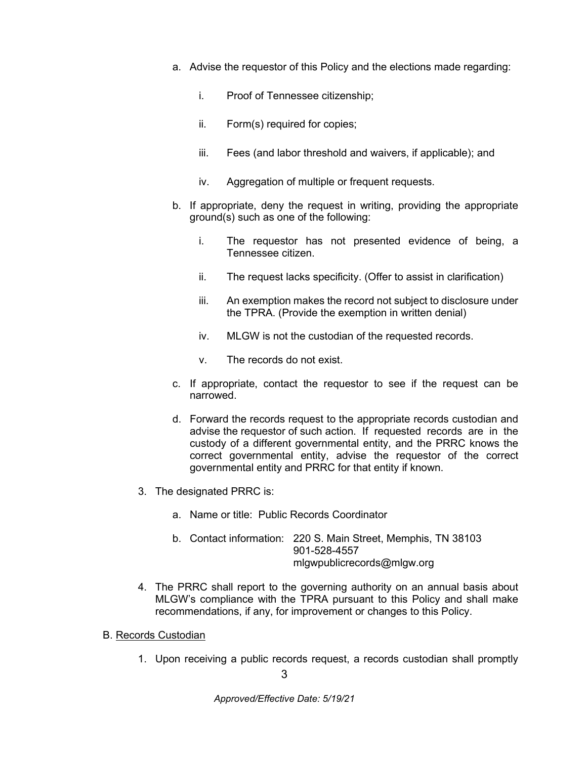a. Advise the requestor of this Policy and the elections made regarding:

    i. Proof of Tennessee citizenship;

    ii. Form(s) required for copies;

    iii. Fees (and labor threshold and waivers, if applicable); and

    iv. Aggregation of multiple or frequent requests.

b. If appropriate, deny the request in writing, providing the appropriate ground(s) such as one of the following:

    i. The requestor has not presented evidence of being, a Tennessee citizen.

    ii. The request lacks specificity. (Offer to assist in clarification)

    iii. An exemption makes the record not subject to disclosure under the TPRA. (Provide the exemption in written denial)

    iv. MLGW is not the custodian of the requested records.

    v. The records do not exist.

c. If appropriate, contact the requestor to see if the request can be narrowed.

d. Forward the records request to the appropriate records custodian and advise the requestor of such action. If requested records are in the custody of a different governmental entity, and the PRRC knows the correct governmental entity, advise the requestor of the correct governmental entity and PRRC for that entity if known.

3. The designated PRRC is:

    a. Name or title: Public Records Coordinator

    b. Contact information: 220 S. Main Street, Memphis, TN 38103
    901-528-4557
    mlgwpublicrecords@mlgw.org

4. The PRRC shall report to the governing authority on an annual basis about MLGW's compliance with the TPRA pursuant to this Policy and shall make recommendations, if any, for improvement or changes to this Policy.

B. <u>Records Custodian</u>

1. Upon receiving a public records request, a records custodian shall promptly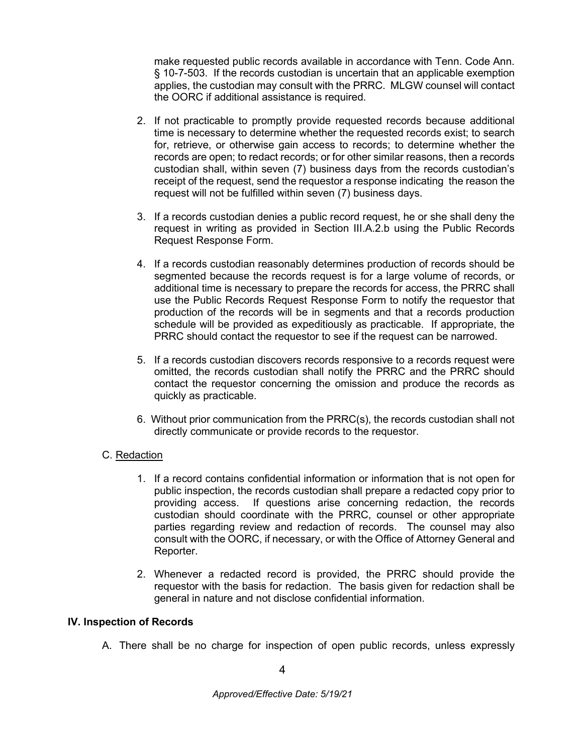make requested public records available in accordance with Tenn. Code Ann. § 10-7-503. If the records custodian is uncertain that an applicable exemption applies, the custodian may consult with the PRRC. MLGW counsel will contact the OORC if additional assistance is required.

2. If not practicable to promptly provide requested records because additional time is necessary to determine whether the requested records exist; to search for, retrieve, or otherwise gain access to records; to determine whether the records are open; to redact records; or for other similar reasons, then a records custodian shall, within seven (7) business days from the records custodian's receipt of the request, send the requestor a response indicating the reason the request will not be fulfilled within seven (7) business days.

3. If a records custodian denies a public record request, he or she shall deny the request in writing as provided in Section III.A.2.b using the Public Records Request Response Form.

4. If a records custodian reasonably determines production of records should be segmented because the records request is for a large volume of records, or additional time is necessary to prepare the records for access, the PRRC shall use the Public Records Request Response Form to notify the requestor that production of the records will be in segments and that a records production schedule will be provided as expeditiously as practicable. If appropriate, the PRRC should contact the requestor to see if the request can be narrowed.

5. If a records custodian discovers records responsive to a records request were omitted, the records custodian shall notify the PRRC and the PRRC should contact the requestor concerning the omission and produce the records as quickly as practicable.

6. Without prior communication from the PRRC(s), the records custodian shall not directly communicate or provide records to the requestor.

C. Redaction

1. If a record contains confidential information or information that is not open for public inspection, the records custodian shall prepare a redacted copy prior to providing access. If questions arise concerning redaction, the records custodian should coordinate with the PRRC, counsel or other appropriate parties regarding review and redaction of records. The counsel may also consult with the OORC, if necessary, or with the Office of Attorney General and Reporter.

2. Whenever a redacted record is provided, the PRRC should provide the requestor with the basis for redaction. The basis given for redaction shall be general in nature and not disclose confidential information.

## IV. Inspection of Records

A. There shall be no charge for inspection of open public records, unless expressly

*Approved/Effective Date: 5/19/21*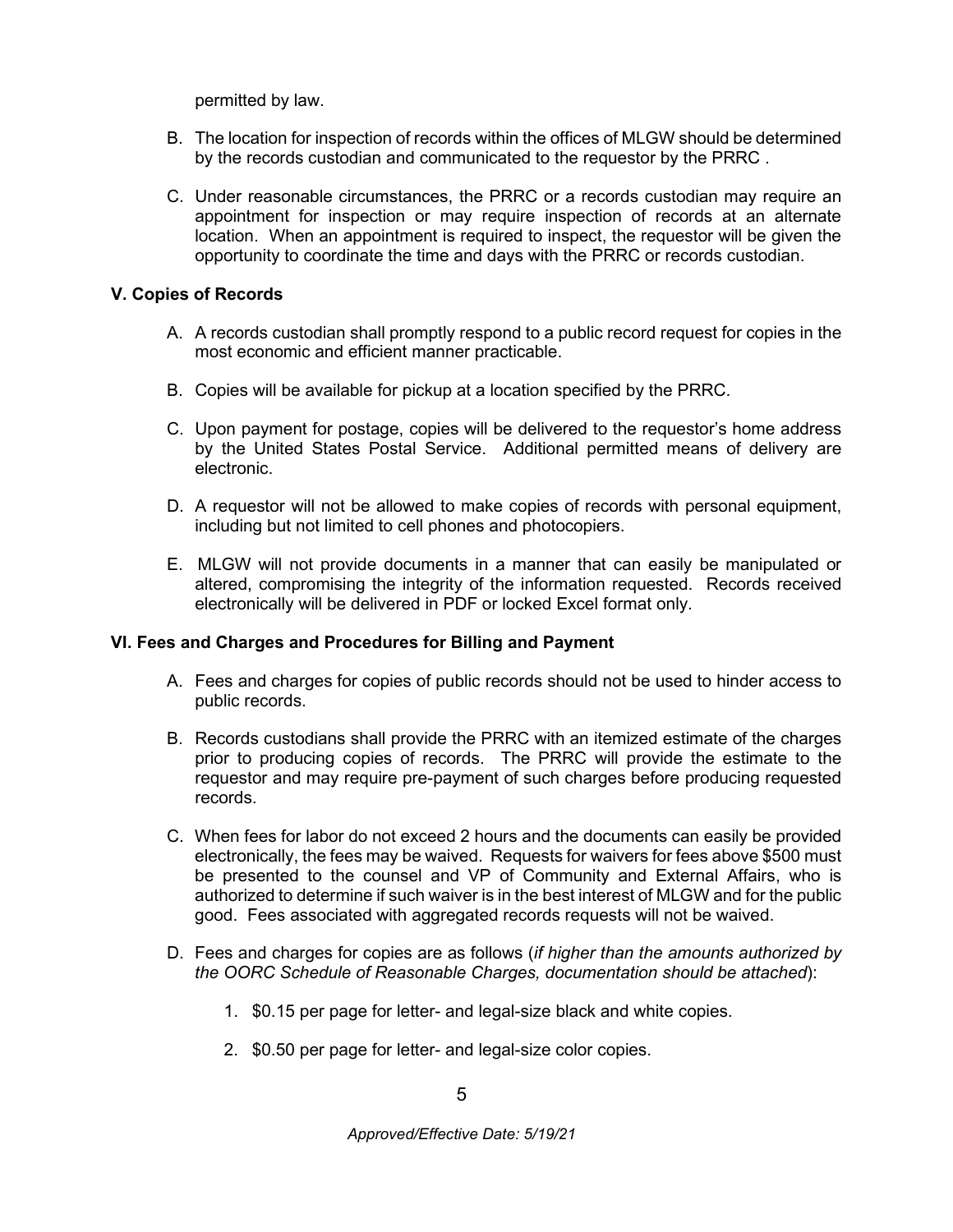permitted by law.

B. The location for inspection of records within the offices of MLGW should be determined by the records custodian and communicated to the requestor by the PRRC .

C. Under reasonable circumstances, the PRRC or a records custodian may require an appointment for inspection or may require inspection of records at an alternate location. When an appointment is required to inspect, the requestor will be given the opportunity to coordinate the time and days with the PRRC or records custodian.

**V. Copies of Records**

A. A records custodian shall promptly respond to a public record request for copies in the most economic and efficient manner practicable.

B. Copies will be available for pickup at a location specified by the PRRC.

C. Upon payment for postage, copies will be delivered to the requestor's home address by the United States Postal Service. Additional permitted means of delivery are electronic.

D. A requestor will not be allowed to make copies of records with personal equipment, including but not limited to cell phones and photocopiers.

E. MLGW will not provide documents in a manner that can easily be manipulated or altered, compromising the integrity of the information requested. Records received electronically will be delivered in PDF or locked Excel format only.

**VI. Fees and Charges and Procedures for Billing and Payment**

A. Fees and charges for copies of public records should not be used to hinder access to public records.

B. Records custodians shall provide the PRRC with an itemized estimate of the charges prior to producing copies of records. The PRRC will provide the estimate to the requestor and may require pre-payment of such charges before producing requested records.

C. When fees for labor do not exceed 2 hours and the documents can easily be provided electronically, the fees may be waived. Requests for waivers for fees above $500 must be presented to the counsel and VP of Community and External Affairs, who is authorized to determine if such waiver is in the best interest of MLGW and for the public good. Fees associated with aggregated records requests will not be waived.

D. Fees and charges for copies are as follows (*if higher than the amounts authorized by the OORC Schedule of Reasonable Charges, documentation should be attached*):

1. $0.15 per page for letter- and legal-size black and white copies.
2. $0.50 per page for letter- and legal-size color copies.

*Approved/Effective Date: 5/19/21*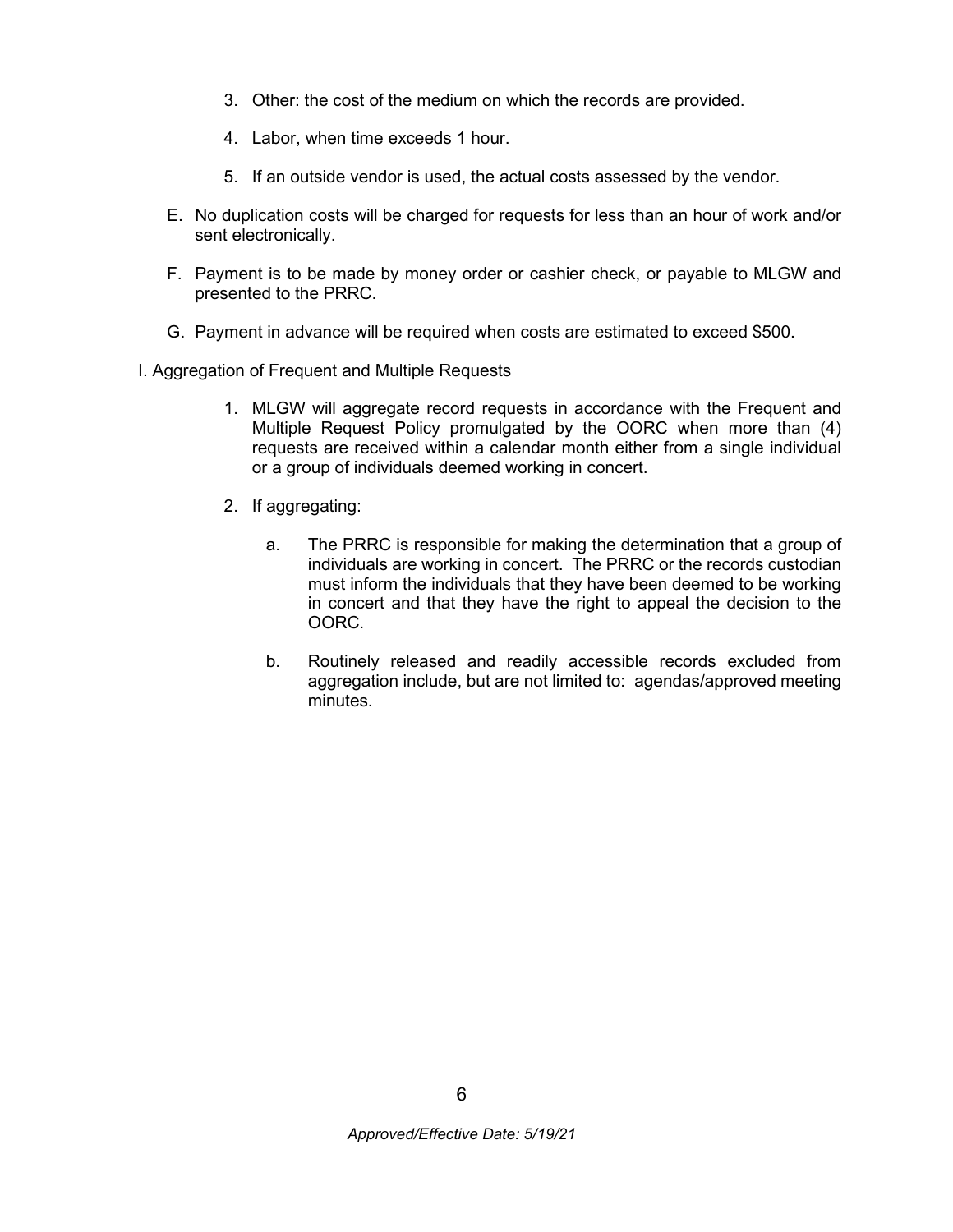3. Other: the cost of the medium on which the records are provided.

4. Labor, when time exceeds 1 hour.

5. If an outside vendor is used, the actual costs assessed by the vendor.

E. No duplication costs will be charged for requests for less than an hour of work and/or sent electronically.

F. Payment is to be made by money order or cashier check, or payable to MLGW and presented to the PRRC.

G. Payment in advance will be required when costs are estimated to exceed $500.

I. Aggregation of Frequent and Multiple Requests

1. MLGW will aggregate record requests in accordance with the Frequent and Multiple Request Policy promulgated by the OORC when more than (4) requests are received within a calendar month either from a single individual or a group of individuals deemed working in concert.

2. If aggregating:

   a. The PRRC is responsible for making the determination that a group of individuals are working in concert. The PRRC or the records custodian must inform the individuals that they have been deemed to be working in concert and that they have the right to appeal the decision to the OORC.

   b. Routinely released and readily accessible records excluded from aggregation include, but are not limited to: agendas/approved meeting minutes.

*Approved/Effective Date: 5/19/21*